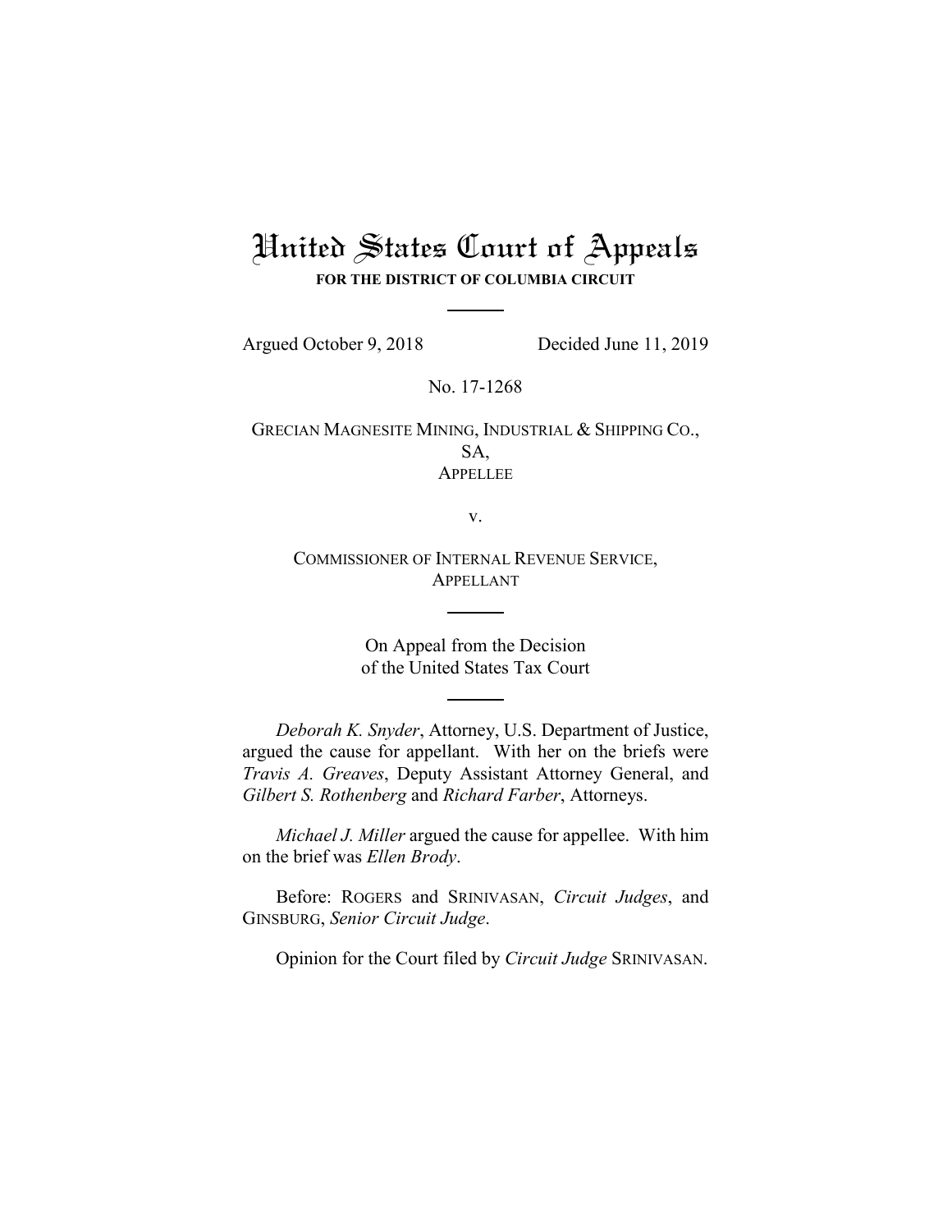# United States Court of Appeals

**FOR THE DISTRICT OF COLUMBIA CIRCUIT**

Argued October 9, 2018 Decided June 11, 2019

No. 17-1268

GRECIAN MAGNESITE MINING, INDUSTRIAL & SHIPPING CO., SA,
APPELLEE

v.

COMMISSIONER OF INTERNAL REVENUE SERVICE,
APPELLANT

On Appeal from the Decision
of the United States Tax Court

*Deborah K. Snyder*, Attorney, U.S. Department of Justice, argued the cause for appellant. With her on the briefs were *Travis A. Greaves*, Deputy Assistant Attorney General, and *Gilbert S. Rothenberg* and *Richard Farber*, Attorneys.

*Michael J. Miller* argued the cause for appellee. With him on the brief was *Ellen Brody*.

Before: ROGERS and SRINIVASAN, *Circuit Judges*, and GINSBURG, *Senior Circuit Judge*.

Opinion for the Court filed by *Circuit Judge* SRINIVASAN.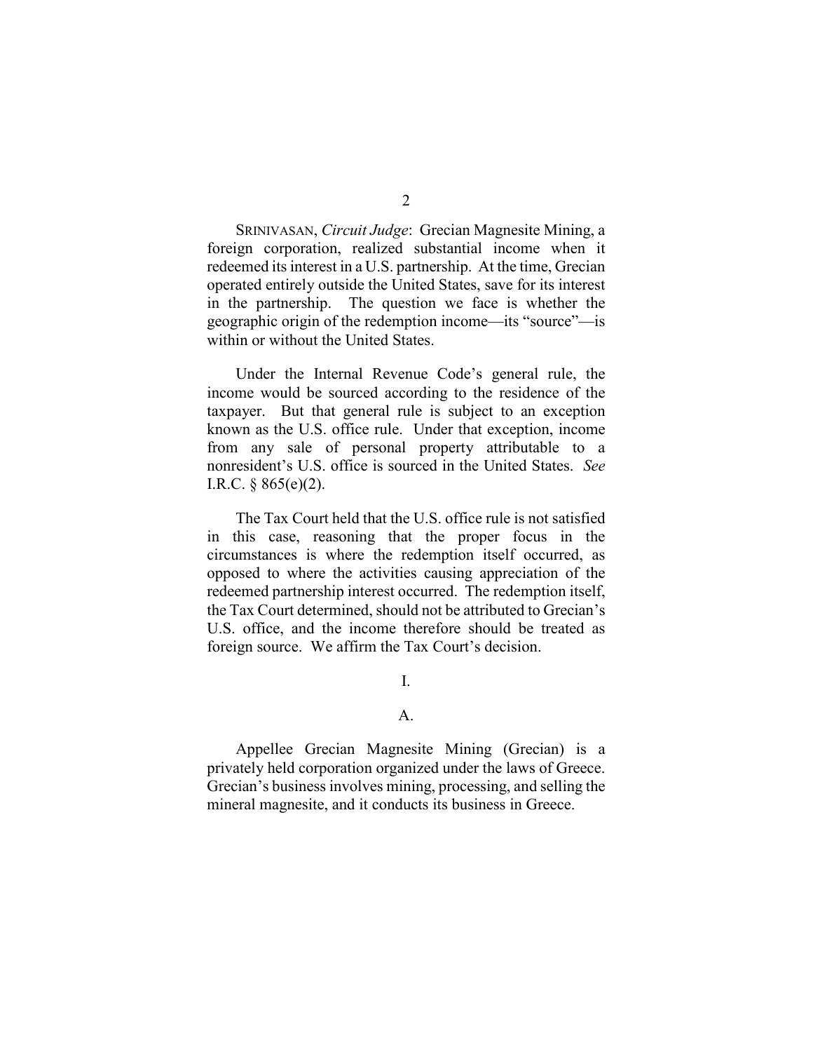SRINIVASAN, *Circuit Judge*: Grecian Magnesite Mining, a foreign corporation, realized substantial income when it redeemed its interest in a U.S. partnership. At the time, Grecian operated entirely outside the United States, save for its interest in the partnership. The question we face is whether the geographic origin of the redemption income—its "source"—is within or without the United States.

Under the Internal Revenue Code's general rule, the income would be sourced according to the residence of the taxpayer. But that general rule is subject to an exception known as the U.S. office rule. Under that exception, income from any sale of personal property attributable to a nonresident's U.S. office is sourced in the United States. *See* I.R.C. § 865(e)(2).

The Tax Court held that the U.S. office rule is not satisfied in this case, reasoning that the proper focus in the circumstances is where the redemption itself occurred, as opposed to where the activities causing appreciation of the redeemed partnership interest occurred. The redemption itself, the Tax Court determined, should not be attributed to Grecian's U.S. office, and the income therefore should be treated as foreign source. We affirm the Tax Court's decision.

# I.

## A.

Appellee Grecian Magnesite Mining (Grecian) is a privately held corporation organized under the laws of Greece. Grecian's business involves mining, processing, and selling the mineral magnesite, and it conducts its business in Greece.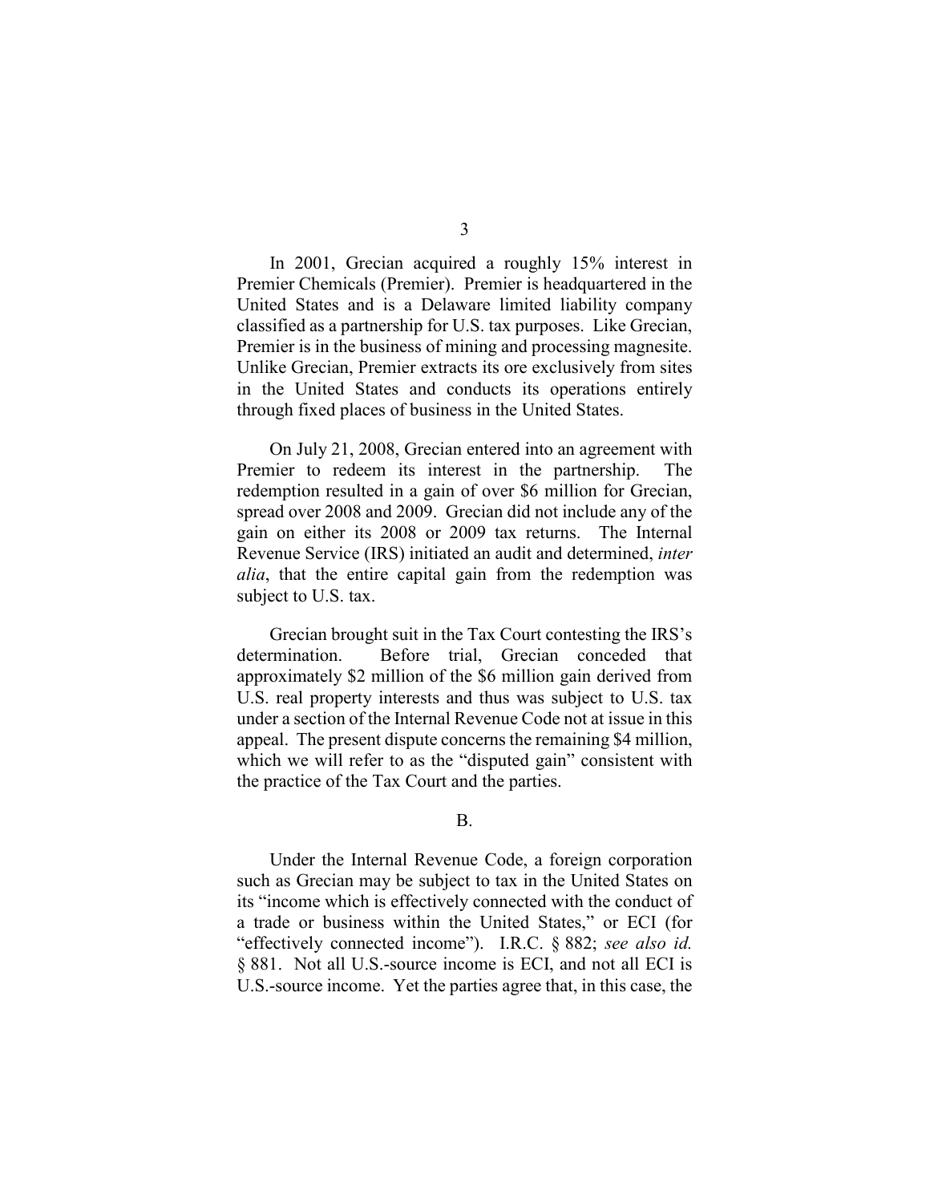In 2001, Grecian acquired a roughly 15% interest in Premier Chemicals (Premier). Premier is headquartered in the United States and is a Delaware limited liability company classified as a partnership for U.S. tax purposes. Like Grecian, Premier is in the business of mining and processing magnesite. Unlike Grecian, Premier extracts its ore exclusively from sites in the United States and conducts its operations entirely through fixed places of business in the United States.

On July 21, 2008, Grecian entered into an agreement with Premier to redeem its interest in the partnership. The redemption resulted in a gain of over $6 million for Grecian, spread over 2008 and 2009. Grecian did not include any of the gain on either its 2008 or 2009 tax returns. The Internal Revenue Service (IRS) initiated an audit and determined, *inter alia*, that the entire capital gain from the redemption was subject to U.S. tax.

Grecian brought suit in the Tax Court contesting the IRS's determination. Before trial, Grecian conceded that approximately $2 million of the $6 million gain derived from U.S. real property interests and thus was subject to U.S. tax under a section of the Internal Revenue Code not at issue in this appeal. The present dispute concerns the remaining $4 million, which we will refer to as the "disputed gain" consistent with the practice of the Tax Court and the parties.

B.

Under the Internal Revenue Code, a foreign corporation such as Grecian may be subject to tax in the United States on its "income which is effectively connected with the conduct of a trade or business within the United States," or ECI (for "effectively connected income"). I.R.C. § 882; *see also id.* § 881. Not all U.S.-source income is ECI, and not all ECI is U.S.-source income. Yet the parties agree that, in this case, the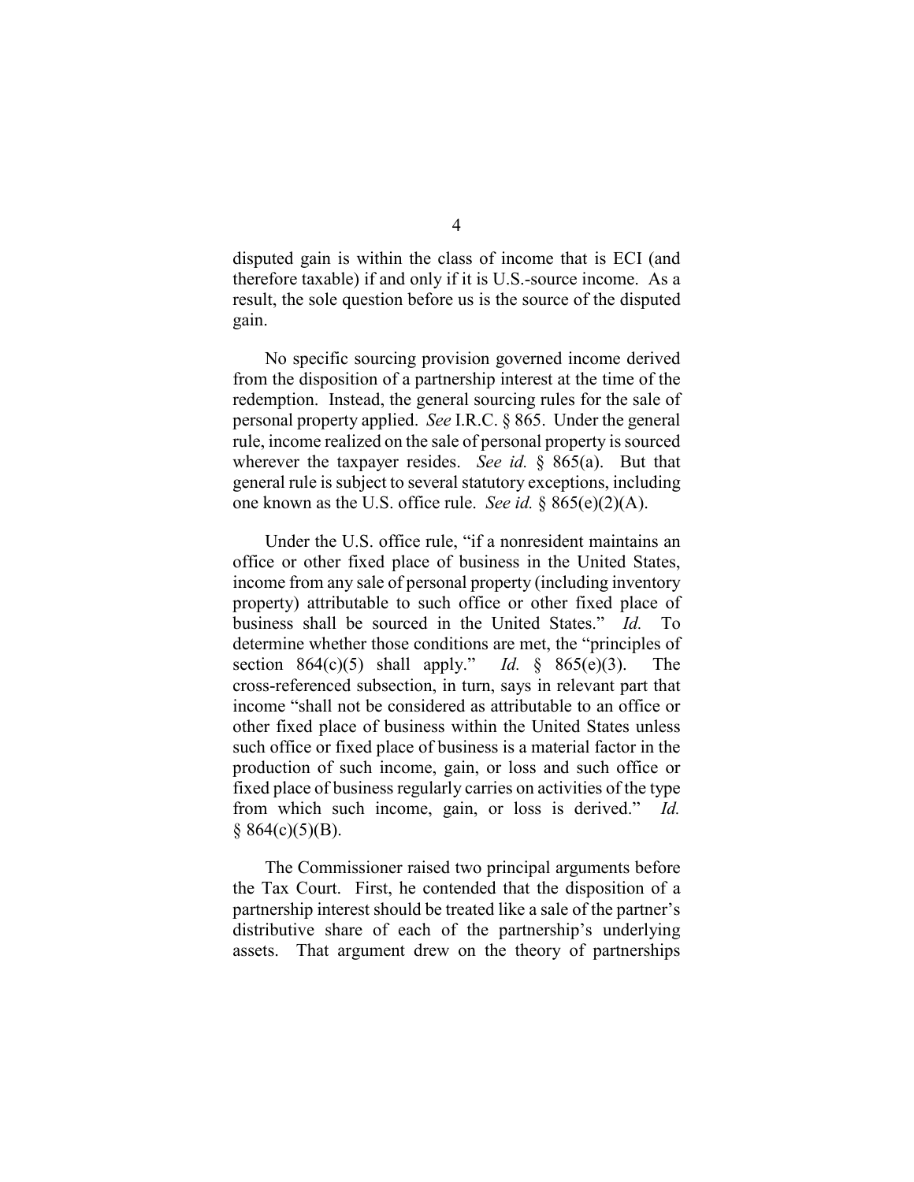disputed gain is within the class of income that is ECI (and therefore taxable) if and only if it is U.S.-source income. As a result, the sole question before us is the source of the disputed gain.

No specific sourcing provision governed income derived from the disposition of a partnership interest at the time of the redemption. Instead, the general sourcing rules for the sale of personal property applied. *See* I.R.C. § 865. Under the general rule, income realized on the sale of personal property is sourced wherever the taxpayer resides. *See id.* § 865(a). But that general rule is subject to several statutory exceptions, including one known as the U.S. office rule. *See id.* § 865(e)(2)(A).

Under the U.S. office rule, "if a nonresident maintains an office or other fixed place of business in the United States, income from any sale of personal property (including inventory property) attributable to such office or other fixed place of business shall be sourced in the United States." *Id.* To determine whether those conditions are met, the "principles of section 864(c)(5) shall apply." *Id.* § 865(e)(3). The cross-referenced subsection, in turn, says in relevant part that income "shall not be considered as attributable to an office or other fixed place of business within the United States unless such office or fixed place of business is a material factor in the production of such income, gain, or loss and such office or fixed place of business regularly carries on activities of the type from which such income, gain, or loss is derived." *Id.* § 864(c)(5)(B).

The Commissioner raised two principal arguments before the Tax Court. First, he contended that the disposition of a partnership interest should be treated like a sale of the partner's distributive share of each of the partnership's underlying assets. That argument drew on the theory of partnerships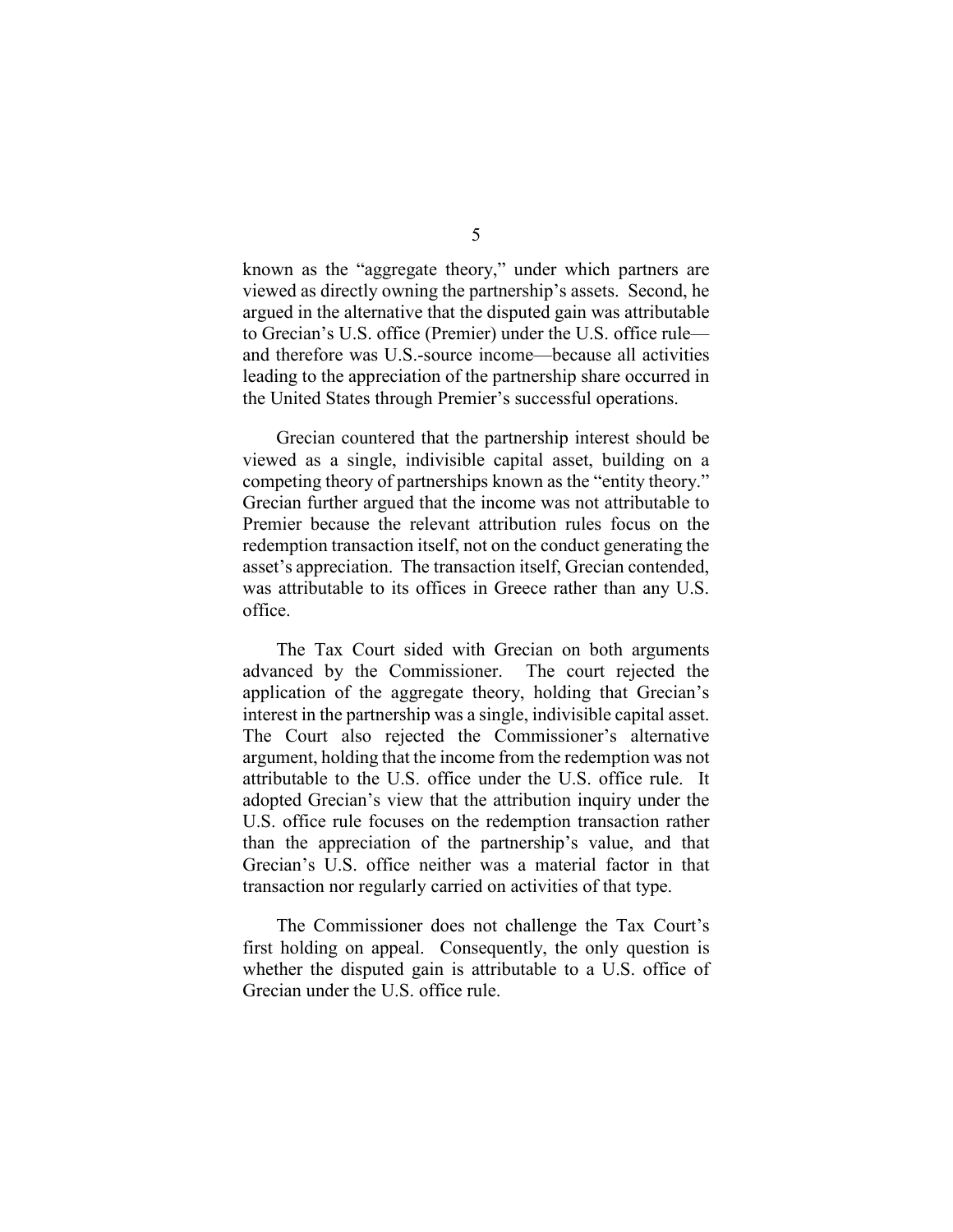known as the "aggregate theory," under which partners are viewed as directly owning the partnership's assets. Second, he argued in the alternative that the disputed gain was attributable to Grecian's U.S. office (Premier) under the U.S. office rule—and therefore was U.S.-source income—because all activities leading to the appreciation of the partnership share occurred in the United States through Premier's successful operations.

Grecian countered that the partnership interest should be viewed as a single, indivisible capital asset, building on a competing theory of partnerships known as the "entity theory." Grecian further argued that the income was not attributable to Premier because the relevant attribution rules focus on the redemption transaction itself, not on the conduct generating the asset's appreciation. The transaction itself, Grecian contended, was attributable to its offices in Greece rather than any U.S. office.

The Tax Court sided with Grecian on both arguments advanced by the Commissioner. The court rejected the application of the aggregate theory, holding that Grecian's interest in the partnership was a single, indivisible capital asset. The Court also rejected the Commissioner's alternative argument, holding that the income from the redemption was not attributable to the U.S. office under the U.S. office rule. It adopted Grecian's view that the attribution inquiry under the U.S. office rule focuses on the redemption transaction rather than the appreciation of the partnership's value, and that Grecian's U.S. office neither was a material factor in that transaction nor regularly carried on activities of that type.

The Commissioner does not challenge the Tax Court's first holding on appeal. Consequently, the only question is whether the disputed gain is attributable to a U.S. office of Grecian under the U.S. office rule.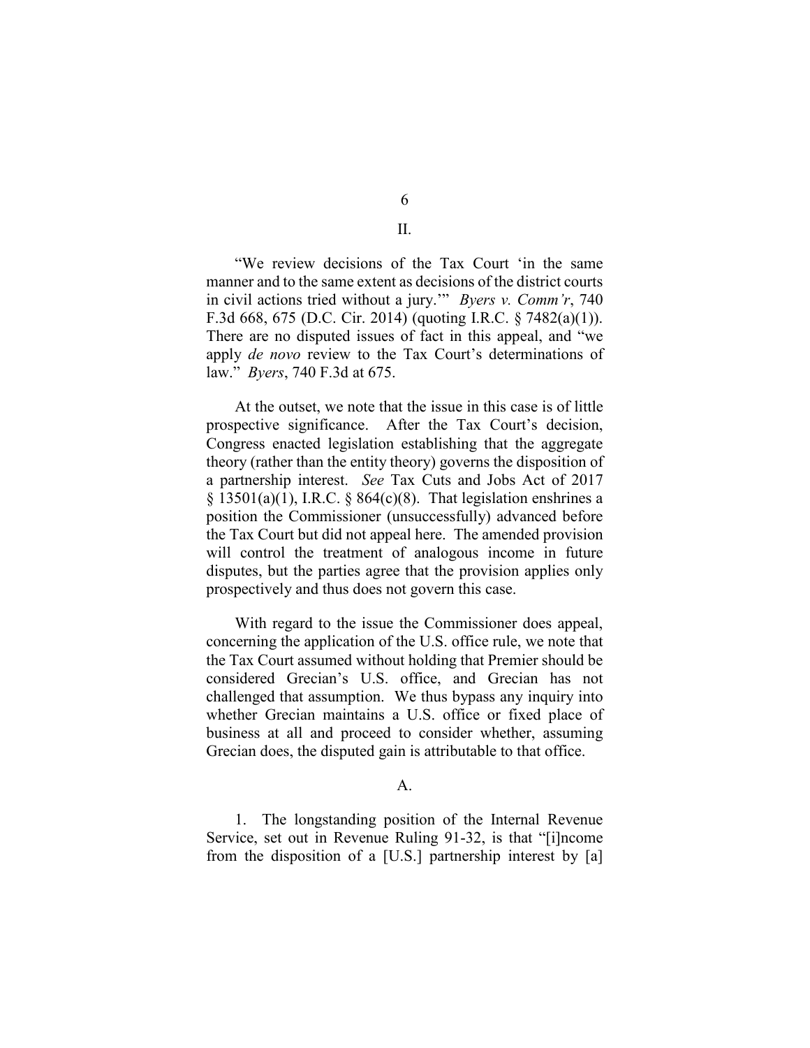## II.

"We review decisions of the Tax Court 'in the same manner and to the same extent as decisions of the district courts in civil actions tried without a jury.'" *Byers v. Comm'r*, 740 F.3d 668, 675 (D.C. Cir. 2014) (quoting I.R.C. § 7482(a)(1)). There are no disputed issues of fact in this appeal, and "we apply *de novo* review to the Tax Court's determinations of law." *Byers*, 740 F.3d at 675.

At the outset, we note that the issue in this case is of little prospective significance. After the Tax Court's decision, Congress enacted legislation establishing that the aggregate theory (rather than the entity theory) governs the disposition of a partnership interest. *See* Tax Cuts and Jobs Act of 2017 § 13501(a)(1), I.R.C. § 864(c)(8). That legislation enshrines a position the Commissioner (unsuccessfully) advanced before the Tax Court but did not appeal here. The amended provision will control the treatment of analogous income in future disputes, but the parties agree that the provision applies only prospectively and thus does not govern this case.

With regard to the issue the Commissioner does appeal, concerning the application of the U.S. office rule, we note that the Tax Court assumed without holding that Premier should be considered Grecian's U.S. office, and Grecian has not challenged that assumption. We thus bypass any inquiry into whether Grecian maintains a U.S. office or fixed place of business at all and proceed to consider whether, assuming Grecian does, the disputed gain is attributable to that office.

### A.

1. The longstanding position of the Internal Revenue Service, set out in Revenue Ruling 91-32, is that "[i]ncome from the disposition of a [U.S.] partnership interest by [a]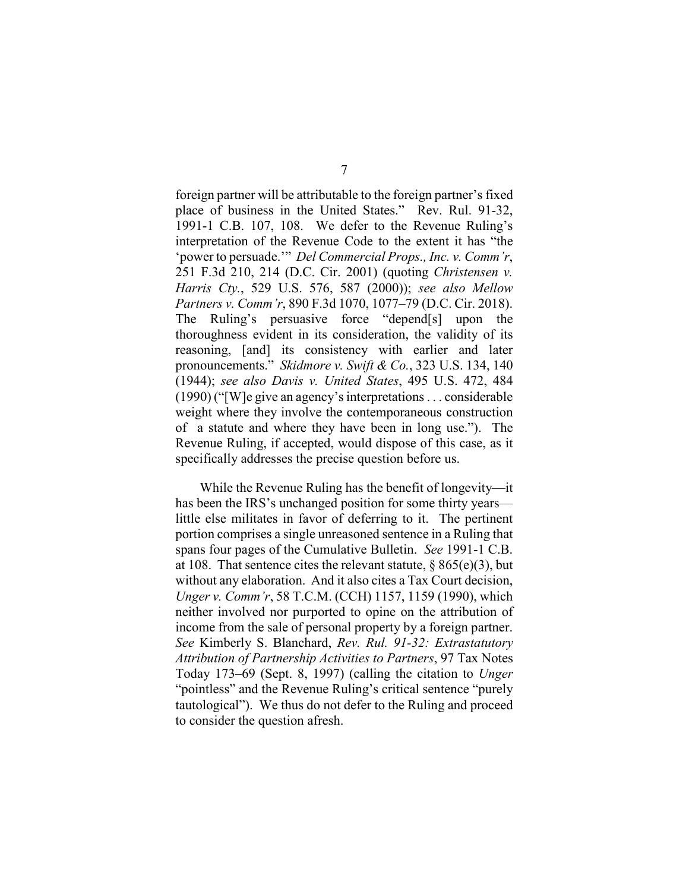foreign partner will be attributable to the foreign partner's fixed place of business in the United States." Rev. Rul. 91-32, 1991-1 C.B. 107, 108. We defer to the Revenue Ruling's interpretation of the Revenue Code to the extent it has "the 'power to persuade.'" *Del Commercial Props., Inc. v. Comm'r*, 251 F.3d 210, 214 (D.C. Cir. 2001) (quoting *Christensen v. Harris Cty.*, 529 U.S. 576, 587 (2000)); *see also Mellow Partners v. Comm'r*, 890 F.3d 1070, 1077–79 (D.C. Cir. 2018). The Ruling's persuasive force "depend[s] upon the thoroughness evident in its consideration, the validity of its reasoning, [and] its consistency with earlier and later pronouncements." *Skidmore v. Swift & Co.*, 323 U.S. 134, 140 (1944); *see also Davis v. United States*, 495 U.S. 472, 484 (1990) ("[W]e give an agency's interpretations . . . considerable weight where they involve the contemporaneous construction of a statute and where they have been in long use."). The Revenue Ruling, if accepted, would dispose of this case, as it specifically addresses the precise question before us.

While the Revenue Ruling has the benefit of longevity—it has been the IRS's unchanged position for some thirty years—little else militates in favor of deferring to it. The pertinent portion comprises a single unreasoned sentence in a Ruling that spans four pages of the Cumulative Bulletin. *See* 1991-1 C.B. at 108. That sentence cites the relevant statute, § 865(e)(3), but without any elaboration. And it also cites a Tax Court decision, *Unger v. Comm'r*, 58 T.C.M. (CCH) 1157, 1159 (1990), which neither involved nor purported to opine on the attribution of income from the sale of personal property by a foreign partner. *See* Kimberly S. Blanchard, *Rev. Rul. 91-32: Extrastatutory Attribution of Partnership Activities to Partners*, 97 Tax Notes Today 173–69 (Sept. 8, 1997) (calling the citation to *Unger* "pointless" and the Revenue Ruling's critical sentence "purely tautological"). We thus do not defer to the Ruling and proceed to consider the question afresh.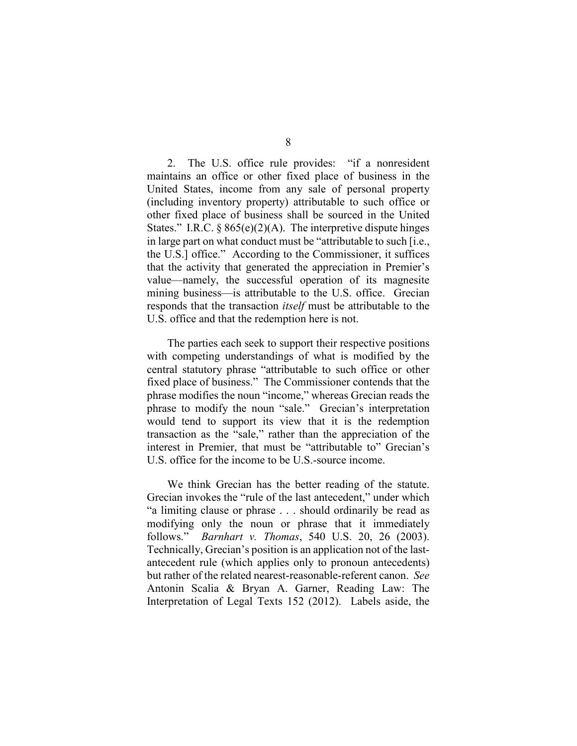2. The U.S. office rule provides: "if a nonresident maintains an office or other fixed place of business in the United States, income from any sale of personal property (including inventory property) attributable to such office or other fixed place of business shall be sourced in the United States." I.R.C. § 865(e)(2)(A). The interpretive dispute hinges in large part on what conduct must be "attributable to such [i.e., the U.S.] office." According to the Commissioner, it suffices that the activity that generated the appreciation in Premier's value—namely, the successful operation of its magnesite mining business—is attributable to the U.S. office. Grecian responds that the transaction *itself* must be attributable to the U.S. office and that the redemption here is not.

The parties each seek to support their respective positions with competing understandings of what is modified by the central statutory phrase "attributable to such office or other fixed place of business." The Commissioner contends that the phrase modifies the noun "income," whereas Grecian reads the phrase to modify the noun "sale." Grecian's interpretation would tend to support its view that it is the redemption transaction as the "sale," rather than the appreciation of the interest in Premier, that must be "attributable to" Grecian's U.S. office for the income to be U.S.-source income.

We think Grecian has the better reading of the statute. Grecian invokes the "rule of the last antecedent," under which "a limiting clause or phrase . . . should ordinarily be read as modifying only the noun or phrase that it immediately follows." *Barnhart v. Thomas*, 540 U.S. 20, 26 (2003). Technically, Grecian's position is an application not of the last-antecedent rule (which applies only to pronoun antecedents) but rather of the related nearest-reasonable-referent canon. *See* Antonin Scalia & Bryan A. Garner, Reading Law: The Interpretation of Legal Texts 152 (2012). Labels aside, the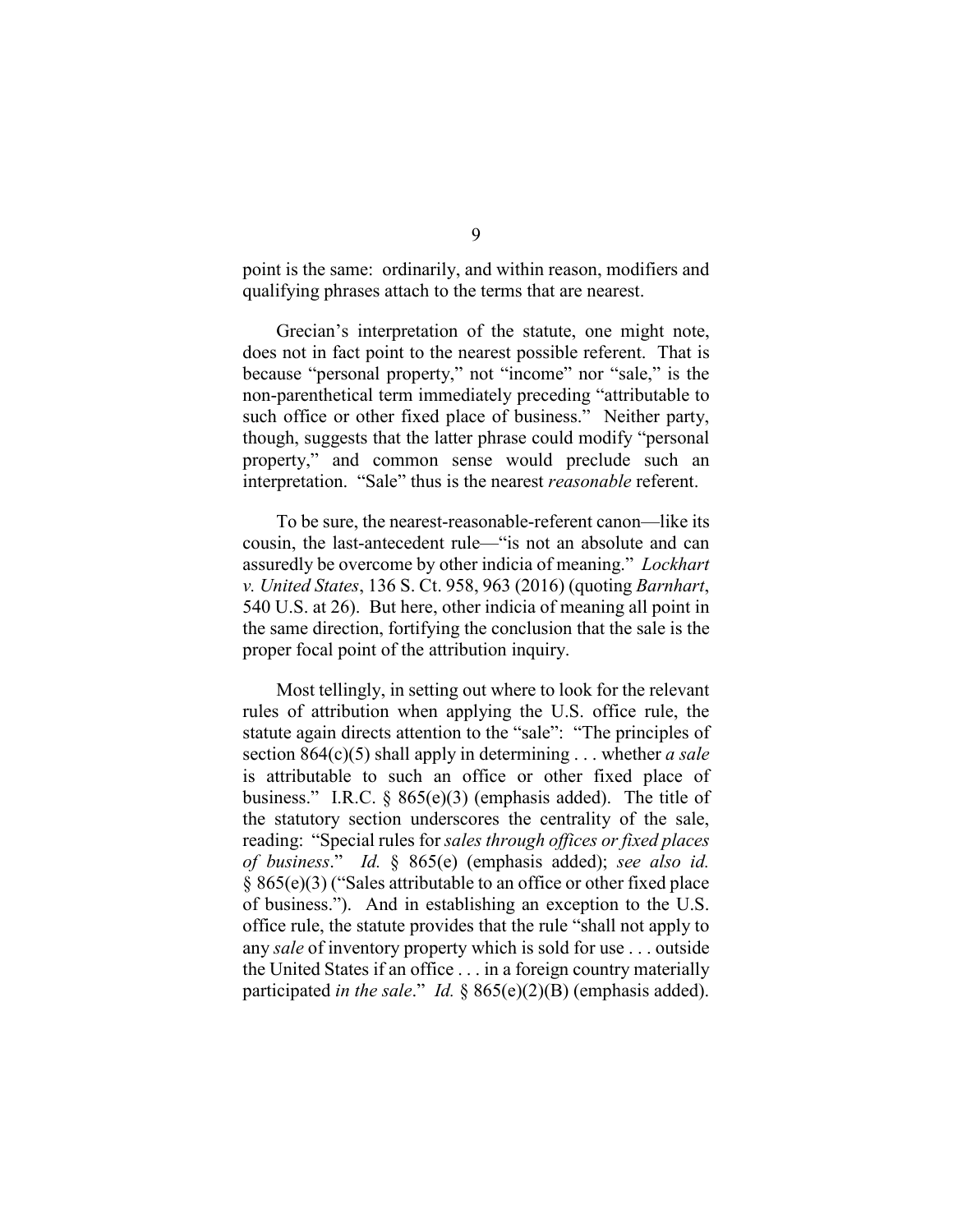point is the same: ordinarily, and within reason, modifiers and qualifying phrases attach to the terms that are nearest.

Grecian's interpretation of the statute, one might note, does not in fact point to the nearest possible referent. That is because "personal property," not "income" nor "sale," is the non-parenthetical term immediately preceding "attributable to such office or other fixed place of business." Neither party, though, suggests that the latter phrase could modify "personal property," and common sense would preclude such an interpretation. "Sale" thus is the nearest *reasonable* referent.

To be sure, the nearest-reasonable-referent canon—like its cousin, the last-antecedent rule—"is not an absolute and can assuredly be overcome by other indicia of meaning." *Lockhart v. United States*, 136 S. Ct. 958, 963 (2016) (quoting *Barnhart*, 540 U.S. at 26). But here, other indicia of meaning all point in the same direction, fortifying the conclusion that the sale is the proper focal point of the attribution inquiry.

Most tellingly, in setting out where to look for the relevant rules of attribution when applying the U.S. office rule, the statute again directs attention to the "sale": "The principles of section 864(c)(5) shall apply in determining . . . whether *a sale* is attributable to such an office or other fixed place of business." I.R.C. § 865(e)(3) (emphasis added). The title of the statutory section underscores the centrality of the sale, reading: "Special rules for *sales through offices or fixed places of business*." *Id.* § 865(e) (emphasis added); *see also id.* § 865(e)(3) ("Sales attributable to an office or other fixed place of business."). And in establishing an exception to the U.S. office rule, the statute provides that the rule "shall not apply to any *sale* of inventory property which is sold for use . . . outside the United States if an office . . . in a foreign country materially participated *in the sale*." *Id.* § 865(e)(2)(B) (emphasis added).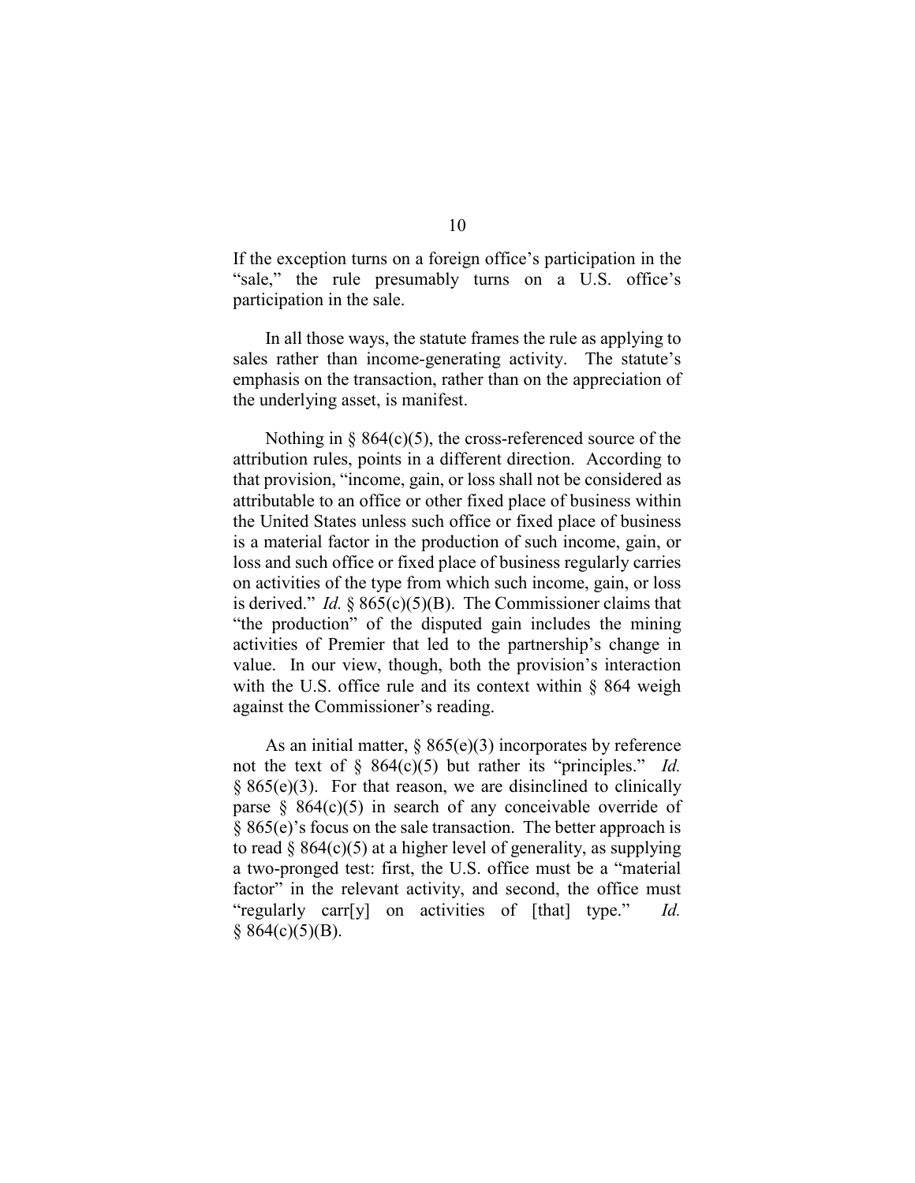If the exception turns on a foreign office's participation in the "sale," the rule presumably turns on a U.S. office's participation in the sale.

In all those ways, the statute frames the rule as applying to sales rather than income-generating activity. The statute's emphasis on the transaction, rather than on the appreciation of the underlying asset, is manifest.

Nothing in § 864(c)(5), the cross-referenced source of the attribution rules, points in a different direction. According to that provision, "income, gain, or loss shall not be considered as attributable to an office or other fixed place of business within the United States unless such office or fixed place of business is a material factor in the production of such income, gain, or loss and such office or fixed place of business regularly carries on activities of the type from which such income, gain, or loss is derived." *Id.* § 865(c)(5)(B). The Commissioner claims that "the production" of the disputed gain includes the mining activities of Premier that led to the partnership's change in value. In our view, though, both the provision's interaction with the U.S. office rule and its context within § 864 weigh against the Commissioner's reading.

As an initial matter, § 865(e)(3) incorporates by reference not the text of § 864(c)(5) but rather its "principles." *Id.* § 865(e)(3). For that reason, we are disinclined to clinically parse § 864(c)(5) in search of any conceivable override of § 865(e)'s focus on the sale transaction. The better approach is to read § 864(c)(5) at a higher level of generality, as supplying a two-pronged test: first, the U.S. office must be a "material factor" in the relevant activity, and second, the office must "regularly carr[y] on activities of [that] type." *Id.* § 864(c)(5)(B).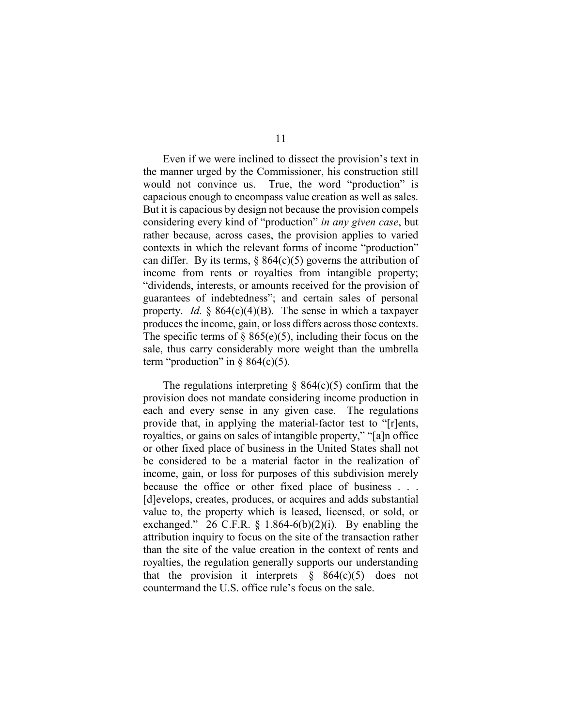Even if we were inclined to dissect the provision's text in the manner urged by the Commissioner, his construction still would not convince us. True, the word "production" is capacious enough to encompass value creation as well as sales. But it is capacious by design not because the provision compels considering every kind of "production" *in any given case*, but rather because, across cases, the provision applies to varied contexts in which the relevant forms of income "production" can differ. By its terms, § 864(c)(5) governs the attribution of income from rents or royalties from intangible property; "dividends, interests, or amounts received for the provision of guarantees of indebtedness"; and certain sales of personal property. *Id.* § 864(c)(4)(B). The sense in which a taxpayer produces the income, gain, or loss differs across those contexts. The specific terms of § 865(e)(5), including their focus on the sale, thus carry considerably more weight than the umbrella term "production" in § 864(c)(5).

The regulations interpreting § 864(c)(5) confirm that the provision does not mandate considering income production in each and every sense in any given case. The regulations provide that, in applying the material-factor test to "[r]ents, royalties, or gains on sales of intangible property," "[a]n office or other fixed place of business in the United States shall not be considered to be a material factor in the realization of income, gain, or loss for purposes of this subdivision merely because the office or other fixed place of business . . . [d]evelops, creates, produces, or acquires and adds substantial value to, the property which is leased, licensed, or sold, or exchanged." 26 C.F.R. § 1.864-6(b)(2)(i). By enabling the attribution inquiry to focus on the site of the transaction rather than the site of the value creation in the context of rents and royalties, the regulation generally supports our understanding that the provision it interprets—§ 864(c)(5)—does not countermand the U.S. office rule's focus on the sale.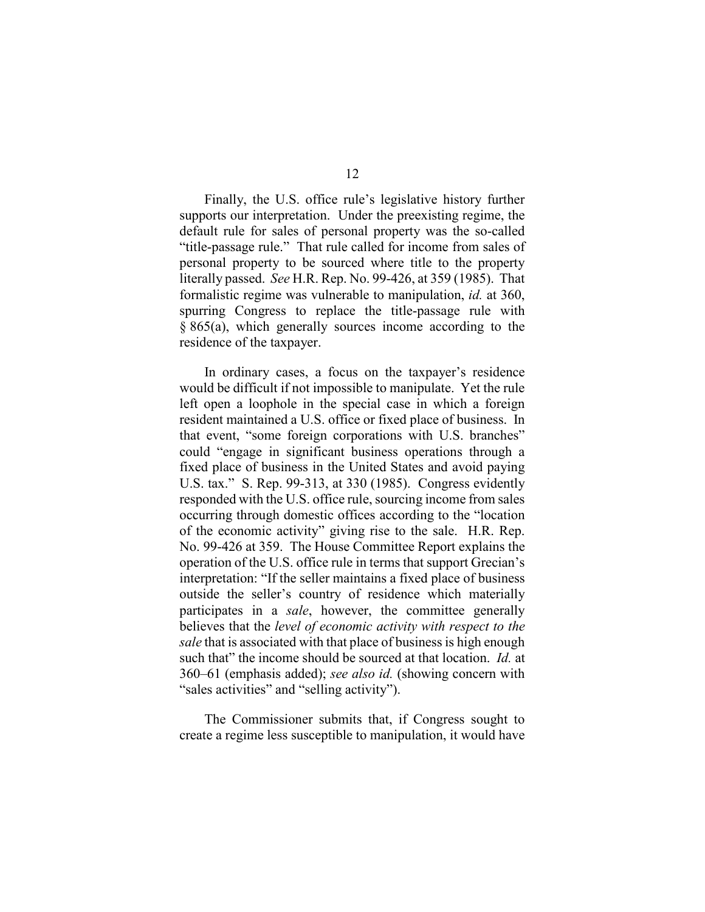Finally, the U.S. office rule's legislative history further supports our interpretation. Under the preexisting regime, the default rule for sales of personal property was the so-called "title-passage rule." That rule called for income from sales of personal property to be sourced where title to the property literally passed. *See* H.R. Rep. No. 99-426, at 359 (1985). That formalistic regime was vulnerable to manipulation, *id.* at 360, spurring Congress to replace the title-passage rule with § 865(a), which generally sources income according to the residence of the taxpayer.

In ordinary cases, a focus on the taxpayer's residence would be difficult if not impossible to manipulate. Yet the rule left open a loophole in the special case in which a foreign resident maintained a U.S. office or fixed place of business. In that event, "some foreign corporations with U.S. branches" could "engage in significant business operations through a fixed place of business in the United States and avoid paying U.S. tax." S. Rep. 99-313, at 330 (1985). Congress evidently responded with the U.S. office rule, sourcing income from sales occurring through domestic offices according to the "location of the economic activity" giving rise to the sale. H.R. Rep. No. 99-426 at 359. The House Committee Report explains the operation of the U.S. office rule in terms that support Grecian's interpretation: "If the seller maintains a fixed place of business outside the seller's country of residence which materially participates in a *sale*, however, the committee generally believes that the *level of economic activity with respect to the sale* that is associated with that place of business is high enough such that" the income should be sourced at that location. *Id.* at 360–61 (emphasis added); *see also id.* (showing concern with "sales activities" and "selling activity").

The Commissioner submits that, if Congress sought to create a regime less susceptible to manipulation, it would have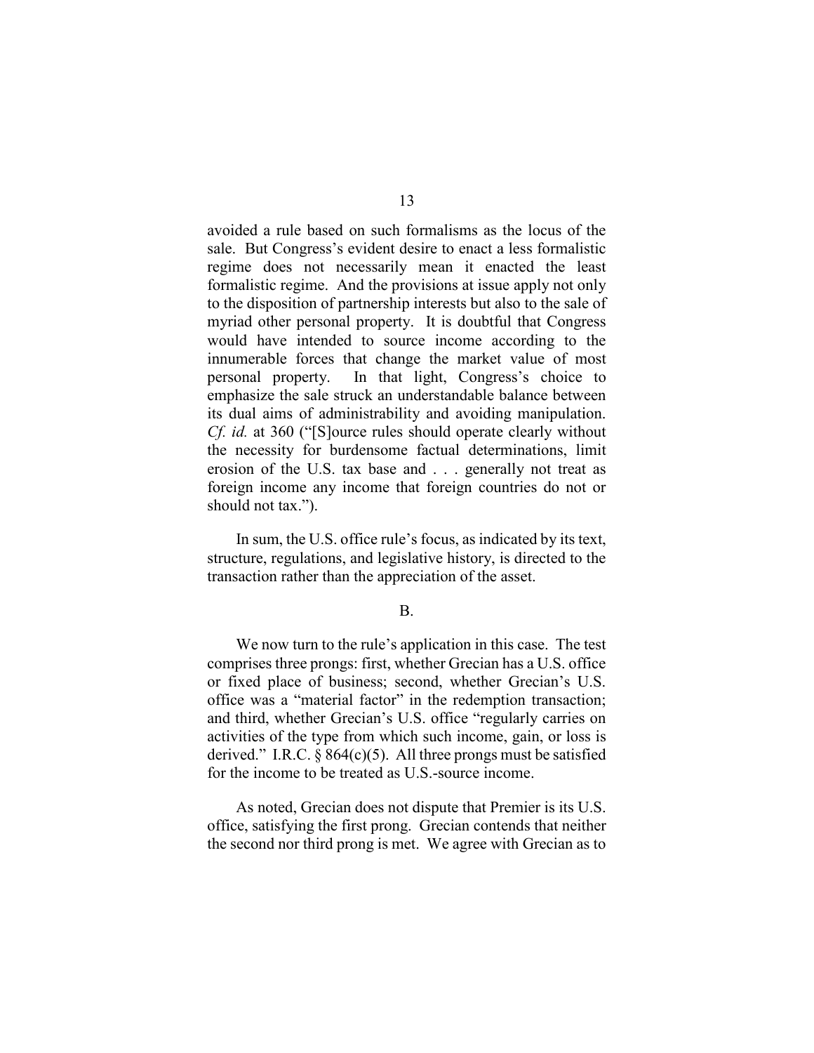avoided a rule based on such formalisms as the locus of the sale. But Congress's evident desire to enact a less formalistic regime does not necessarily mean it enacted the least formalistic regime. And the provisions at issue apply not only to the disposition of partnership interests but also to the sale of myriad other personal property. It is doubtful that Congress would have intended to source income according to the innumerable forces that change the market value of most personal property. In that light, Congress's choice to emphasize the sale struck an understandable balance between its dual aims of administrability and avoiding manipulation. *Cf. id.* at 360 ("[S]ource rules should operate clearly without the necessity for burdensome factual determinations, limit erosion of the U.S. tax base and . . . generally not treat as foreign income any income that foreign countries do not or should not tax.").

In sum, the U.S. office rule's focus, as indicated by its text, structure, regulations, and legislative history, is directed to the transaction rather than the appreciation of the asset.

B.

We now turn to the rule's application in this case. The test comprises three prongs: first, whether Grecian has a U.S. office or fixed place of business; second, whether Grecian's U.S. office was a "material factor" in the redemption transaction; and third, whether Grecian's U.S. office "regularly carries on activities of the type from which such income, gain, or loss is derived." I.R.C. § 864(c)(5). All three prongs must be satisfied for the income to be treated as U.S.-source income.

As noted, Grecian does not dispute that Premier is its U.S. office, satisfying the first prong. Grecian contends that neither the second nor third prong is met. We agree with Grecian as to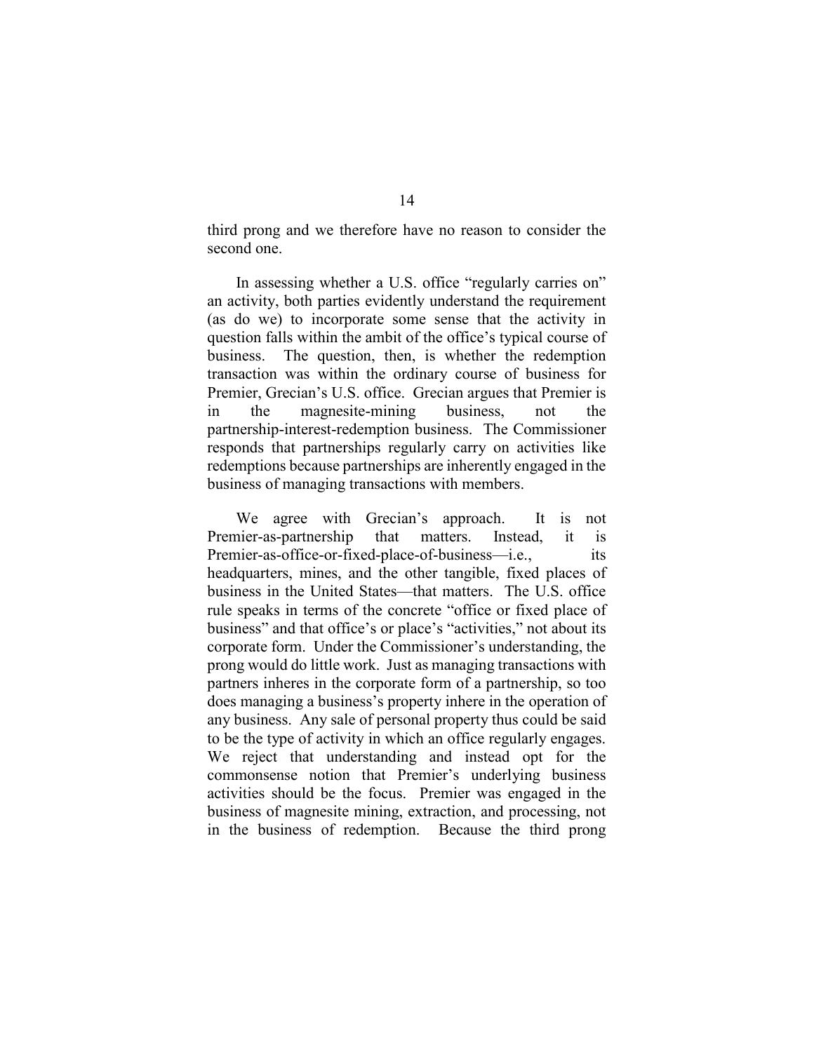third prong and we therefore have no reason to consider the second one.

In assessing whether a U.S. office "regularly carries on" an activity, both parties evidently understand the requirement (as do we) to incorporate some sense that the activity in question falls within the ambit of the office's typical course of business. The question, then, is whether the redemption transaction was within the ordinary course of business for Premier, Grecian's U.S. office. Grecian argues that Premier is in the magnesite-mining business, not the partnership-interest-redemption business. The Commissioner responds that partnerships regularly carry on activities like redemptions because partnerships are inherently engaged in the business of managing transactions with members.

We agree with Grecian's approach. It is not Premier-as-partnership that matters. Instead, it is Premier-as-office-or-fixed-place-of-business—i.e., its headquarters, mines, and the other tangible, fixed places of business in the United States—that matters. The U.S. office rule speaks in terms of the concrete "office or fixed place of business" and that office's or place's "activities," not about its corporate form. Under the Commissioner's understanding, the prong would do little work. Just as managing transactions with partners inheres in the corporate form of a partnership, so too does managing a business's property inhere in the operation of any business. Any sale of personal property thus could be said to be the type of activity in which an office regularly engages. We reject that understanding and instead opt for the commonsense notion that Premier's underlying business activities should be the focus. Premier was engaged in the business of magnesite mining, extraction, and processing, not in the business of redemption. Because the third prong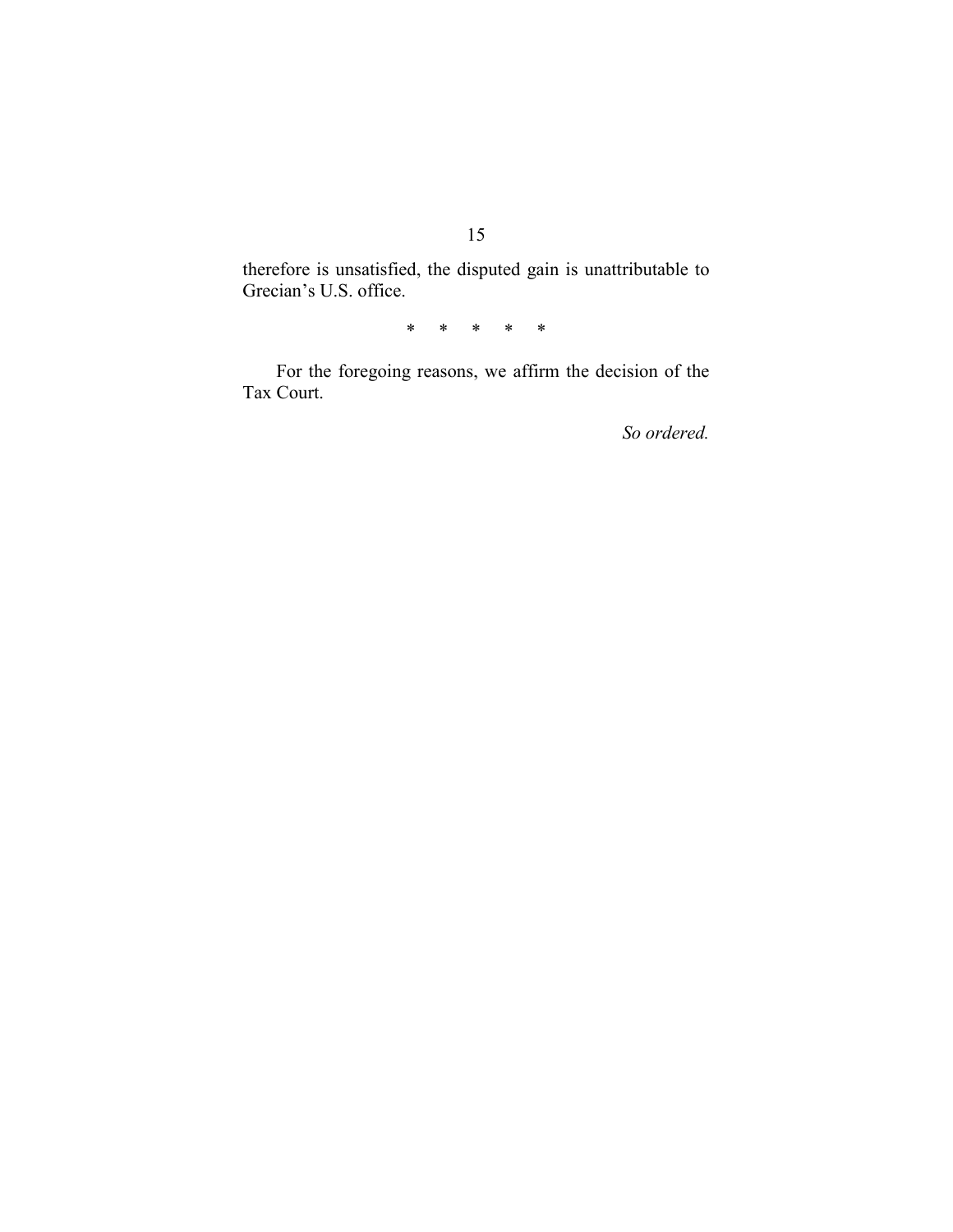therefore is unsatisfied, the disputed gain is unattributable to Grecian's U.S. office.

\* \* \* \* \*

For the foregoing reasons, we affirm the decision of the Tax Court.

*So ordered.*